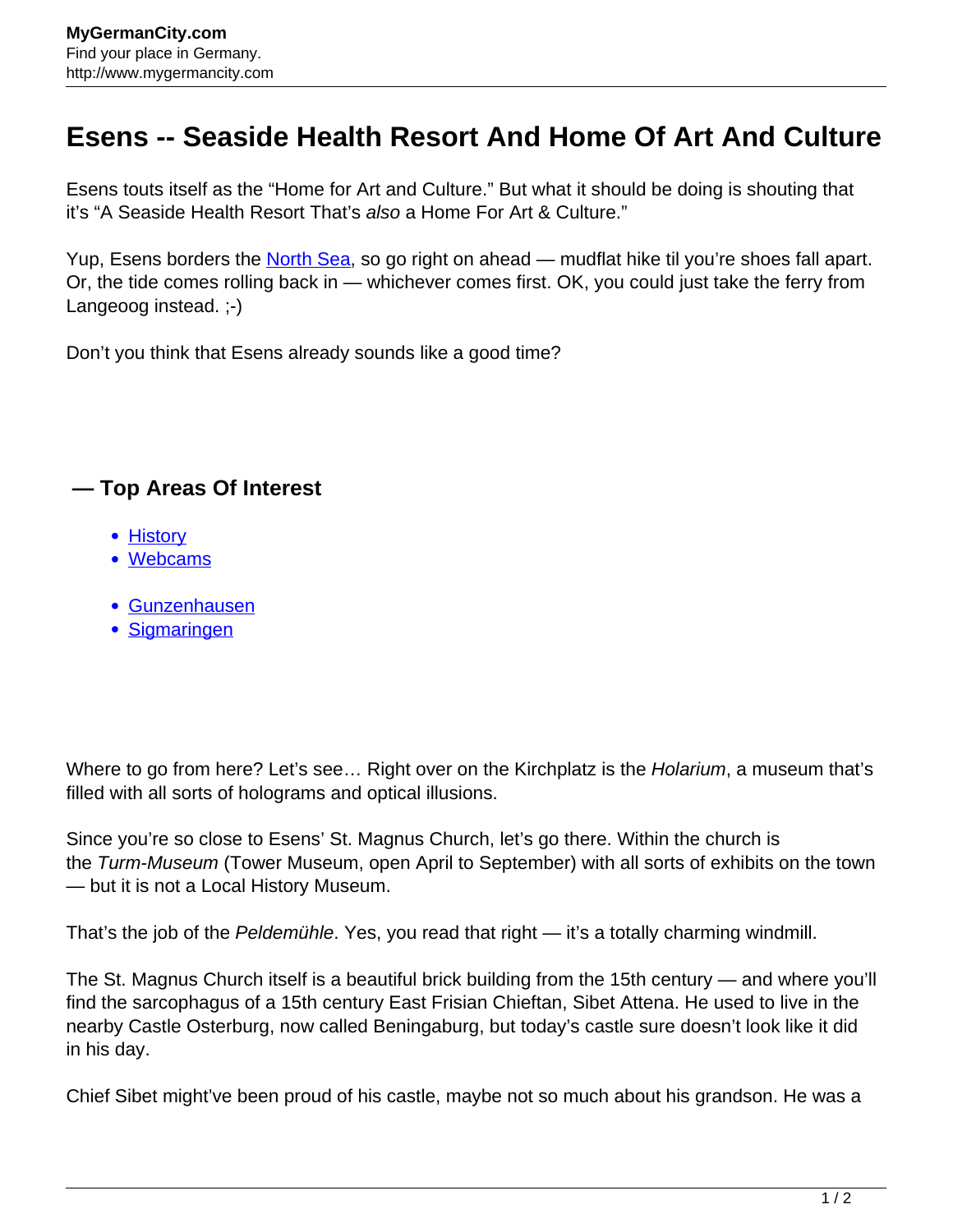# Esens -- Seaside Health Resort And Home Of Art And Culture

Esens touts itself as the "Home for Art and Culture." But what it should be doing is shouting that it's "A Seaside Health Resort That's *also* a Home For Art & Culture."

Yup, Esens borders the North Sea, so go right on ahead — mudflat hike til you're shoes fall apart. Or, the tide comes rolling back in — whichever comes first. OK, you could just take the ferry from Langeoog instead. ;-)

Don't you think that Esens already sounds like a good time?

## — Top Areas Of Interest

- History
- Webcams

- Gunzenhausen
- Sigmaringen

Where to go from here? Let's see… Right over on the Kirchplatz is the *Holarium*, a museum that's filled with all sorts of holograms and optical illusions.

Since you're so close to Esens' St. Magnus Church, let's go there. Within the church is the *Turm-Museum* (Tower Museum, open April to September) with all sorts of exhibits on the town — but it is not a Local History Museum.

That's the job of the *Peldemühle*. Yes, you read that right — it's a totally charming windmill.

The St. Magnus Church itself is a beautiful brick building from the 15th century — and where you'll find the sarcophagus of a 15th century East Frisian Chieftan, Sibet Attena. He used to live in the nearby Castle Osterburg, now called Beningaburg, but today's castle sure doesn't look like it did in his day.

Chief Sibet might've been proud of his castle, maybe not so much about his grandson. He was a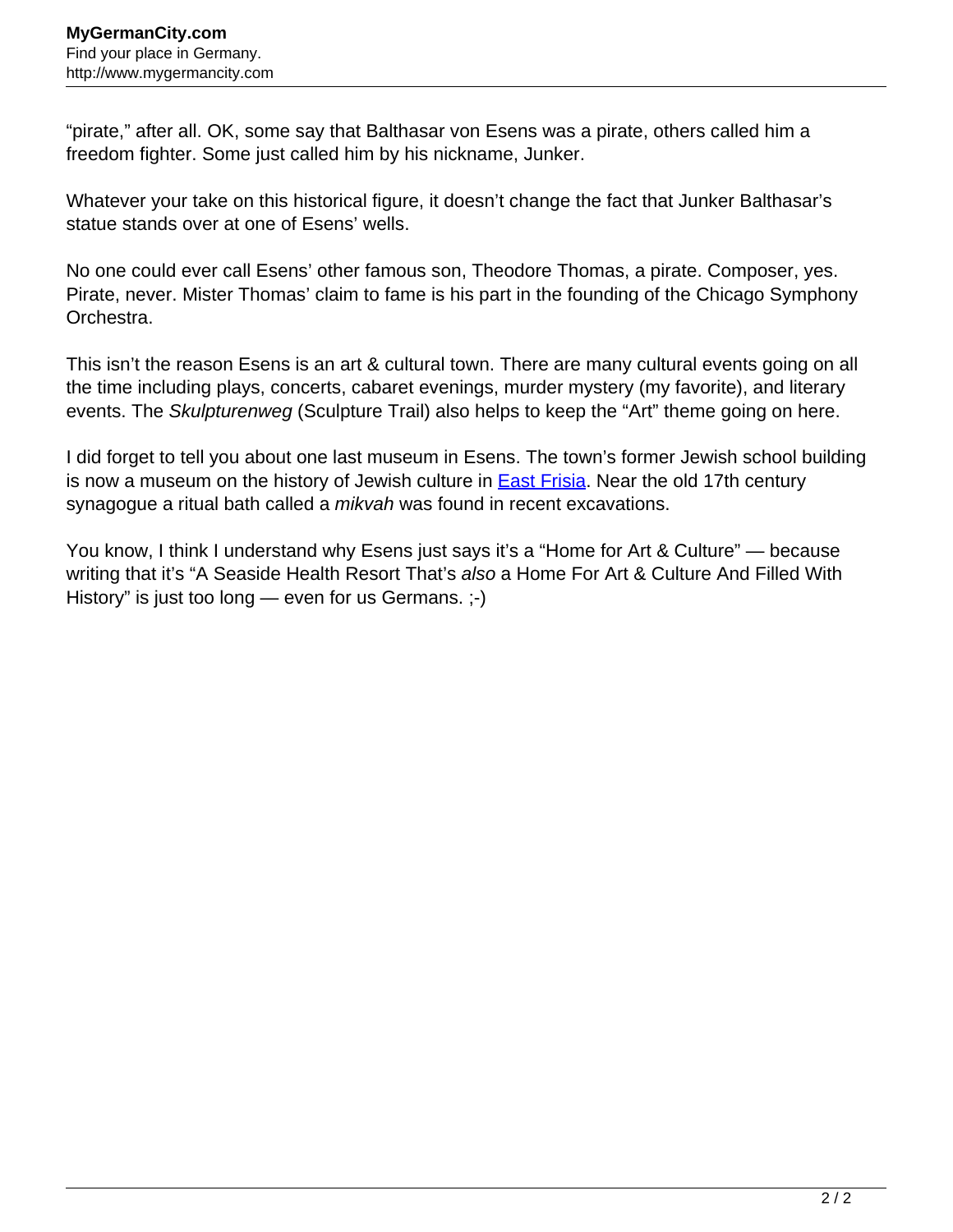“pirate,” after all. OK, some say that Balthasar von Esens was a pirate, others called him a freedom fighter. Some just called him by his nickname, Junker.

Whatever your take on this historical figure, it doesn’t change the fact that Junker Balthasar’s statue stands over at one of Esens’ wells.

No one could ever call Esens’ other famous son, Theodore Thomas, a pirate. Composer, yes. Pirate, never. Mister Thomas’ claim to fame is his part in the founding of the Chicago Symphony Orchestra.

This isn’t the reason Esens is an art & cultural town. There are many cultural events going on all the time including plays, concerts, cabaret evenings, murder mystery (my favorite), and literary events. The *Skulpturenweg* (Sculpture Trail) also helps to keep the “Art” theme going on here.

I did forget to tell you about one last museum in Esens. The town’s former Jewish school building is now a museum on the history of Jewish culture in East Frisia. Near the old 17th century synagogue a ritual bath called a *mikvah* was found in recent excavations.

You know, I think I understand why Esens just says it’s a “Home for Art & Culture” — because writing that it’s “A Seaside Health Resort That’s *also* a Home For Art & Culture And Filled With History” is just too long — even for us Germans. ;-)